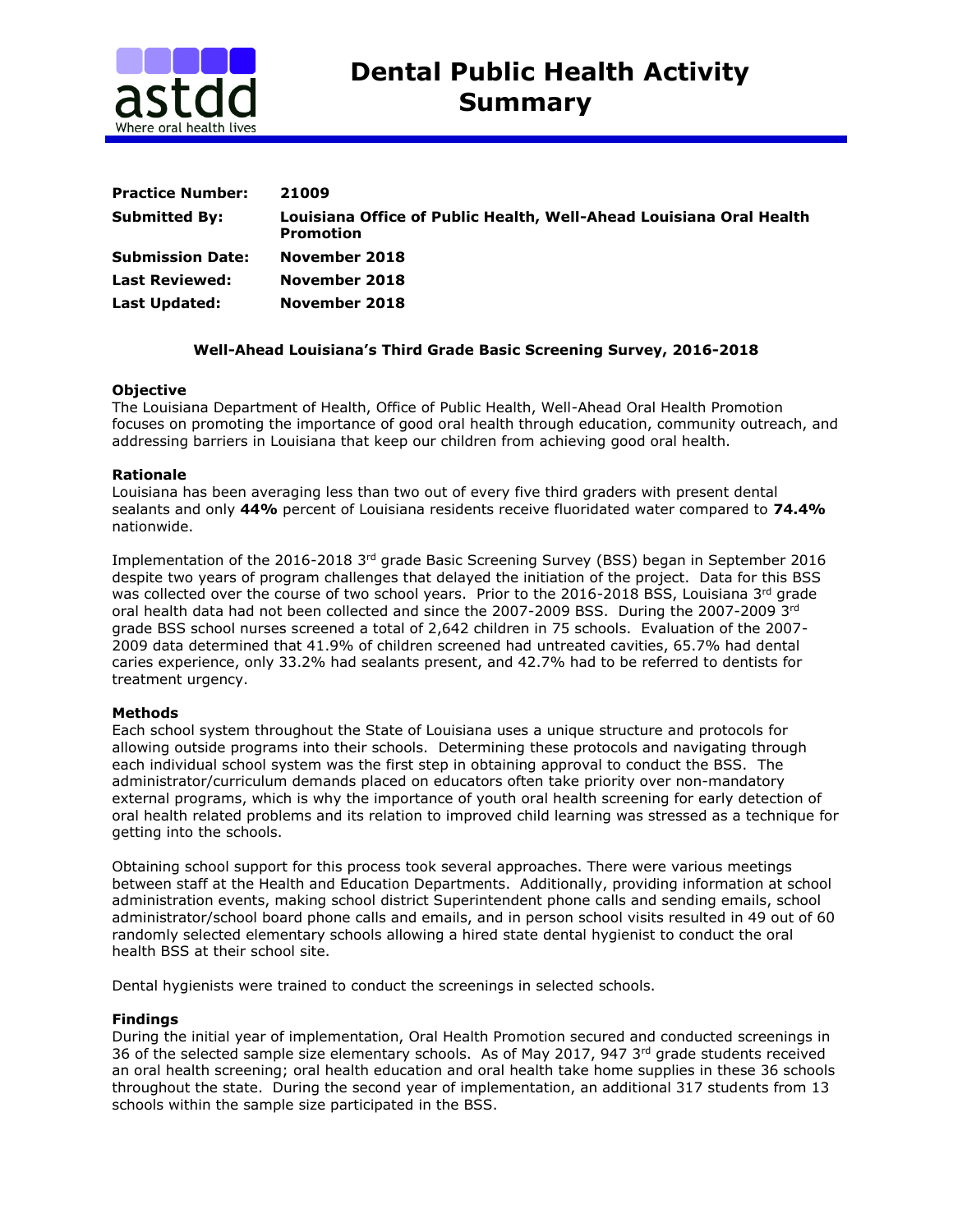# Dental Public Health Activity Summary

| | |
|---|---|
| **Practice Number:** | **21009** |
| **Submitted By:** | **Louisiana Office of Public Health, Well-Ahead Louisiana Oral Health Promotion** |
| **Submission Date:** | **November 2018** |
| **Last Reviewed:** | **November 2018** |
| **Last Updated:** | **November 2018** |

**Well-Ahead Louisiana's Third Grade Basic Screening Survey, 2016-2018**

### Objective

The Louisiana Department of Health, Office of Public Health, Well-Ahead Oral Health Promotion focuses on promoting the importance of good oral health through education, community outreach, and addressing barriers in Louisiana that keep our children from achieving good oral health.

### Rationale

Louisiana has been averaging less than two out of every five third graders with present dental sealants and only **44%** percent of Louisiana residents receive fluoridated water compared to **74.4%** nationwide.

Implementation of the 2016-2018 3rd grade Basic Screening Survey (BSS) began in September 2016 despite two years of program challenges that delayed the initiation of the project. Data for this BSS was collected over the course of two school years. Prior to the 2016-2018 BSS, Louisiana 3rd grade oral health data had not been collected and since the 2007-2009 BSS. During the 2007-2009 3rd grade BSS school nurses screened a total of 2,642 children in 75 schools. Evaluation of the 2007-2009 data determined that 41.9% of children screened had untreated cavities, 65.7% had dental caries experience, only 33.2% had sealants present, and 42.7% had to be referred to dentists for treatment urgency.

### Methods

Each school system throughout the State of Louisiana uses a unique structure and protocols for allowing outside programs into their schools. Determining these protocols and navigating through each individual school system was the first step in obtaining approval to conduct the BSS. The administrator/curriculum demands placed on educators often take priority over non-mandatory external programs, which is why the importance of youth oral health screening for early detection of oral health related problems and its relation to improved child learning was stressed as a technique for getting into the schools.

Obtaining school support for this process took several approaches. There were various meetings between staff at the Health and Education Departments. Additionally, providing information at school administration events, making school district Superintendent phone calls and sending emails, school administrator/school board phone calls and emails, and in person school visits resulted in 49 out of 60 randomly selected elementary schools allowing a hired state dental hygienist to conduct the oral health BSS at their school site.

Dental hygienists were trained to conduct the screenings in selected schools.

### Findings

During the initial year of implementation, Oral Health Promotion secured and conducted screenings in 36 of the selected sample size elementary schools. As of May 2017, 947 3rd grade students received an oral health screening; oral health education and oral health take home supplies in these 36 schools throughout the state. During the second year of implementation, an additional 317 students from 13 schools within the sample size participated in the BSS.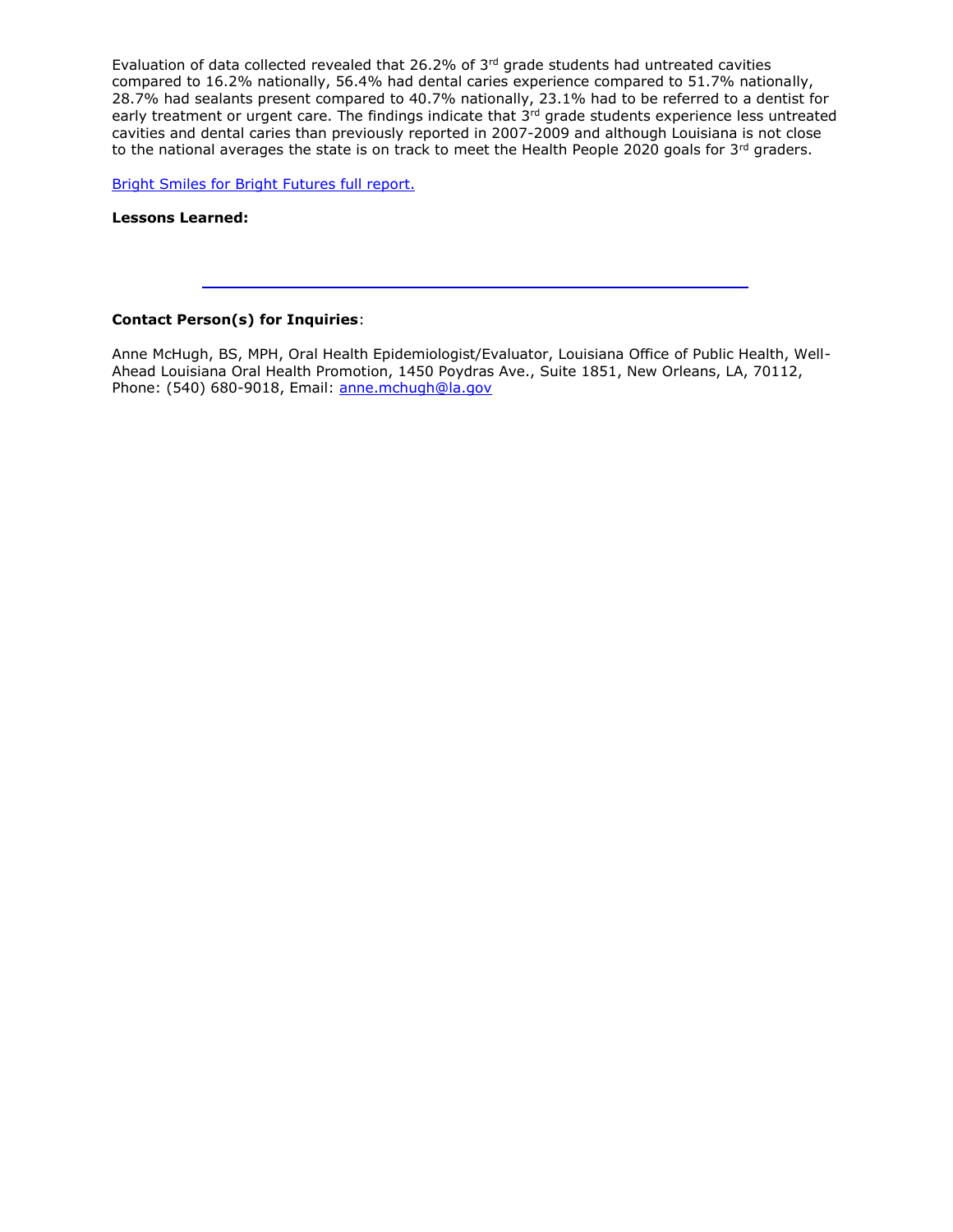Evaluation of data collected revealed that 26.2% of 3rd grade students had untreated cavities compared to 16.2% nationally, 56.4% had dental caries experience compared to 51.7% nationally, 28.7% had sealants present compared to 40.7% nationally, 23.1% had to be referred to a dentist for early treatment or urgent care. The findings indicate that 3rd grade students experience less untreated cavities and dental caries than previously reported in 2007-2009 and although Louisiana is not close to the national averages the state is on track to meet the Health People 2020 goals for 3rd graders.

Bright Smiles for Bright Futures full report.

**Lessons Learned:**

---

**Contact Person(s) for Inquiries**:

Anne McHugh, BS, MPH, Oral Health Epidemiologist/Evaluator, Louisiana Office of Public Health, Well-Ahead Louisiana Oral Health Promotion, 1450 Poydras Ave., Suite 1851, New Orleans, LA, 70112, Phone: (540) 680-9018, Email: anne.mchugh@la.gov